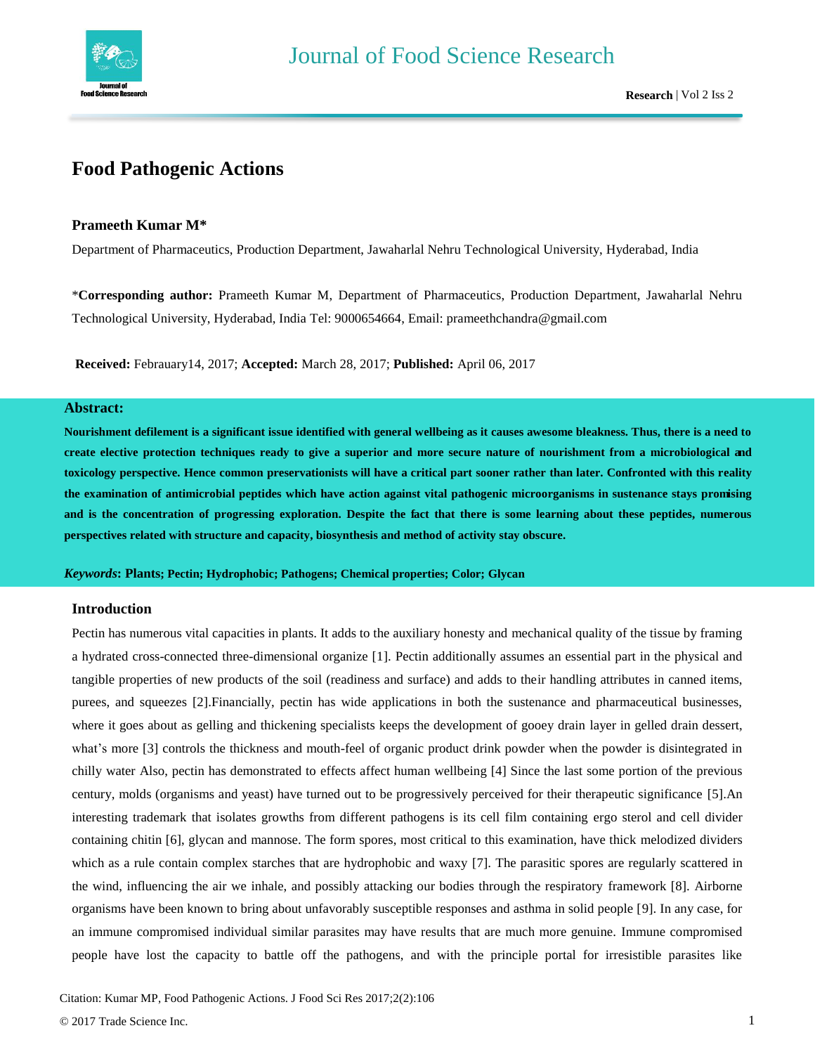# Food Pathogenic Actions

**Prameeth Kumar M***

Department of Pharmaceutics, Production Department, Jawaharlal Nehru Technological University, Hyderabad, India

***Corresponding author:** Prameeth Kumar M, Department of Pharmaceutics, Production Department, Jawaharlal Nehru Technological University, Hyderabad, India Tel: 9000654664, Email: prameethchandra@gmail.com

**Received:** Febrauary14, 2017; **Accepted:** March 28, 2017; **Published:** April 06, 2017

## Abstract:

**Nourishment defilement is a significant issue identified with general wellbeing as it causes awesome bleakness. Thus, there is a need to create elective protection techniques ready to give a superior and more secure nature of nourishment from a microbiological and toxicology perspective. Hence common preservationists will have a critical part sooner rather than later. Confronted with this reality the examination of antimicrobial peptides which have action against vital pathogenic microorganisms in sustenance stays promising and is the concentration of progressing exploration. Despite the fact that there is some learning about these peptides, numerous perspectives related with structure and capacity, biosynthesis and method of activity stay obscure.**

***Keywords*: Plants; Pectin; Hydrophobic; Pathogens; Chemical properties; Color; Glycan**

## Introduction

Pectin has numerous vital capacities in plants. It adds to the auxiliary honesty and mechanical quality of the tissue by framing a hydrated cross-connected three-dimensional organize [1]. Pectin additionally assumes an essential part in the physical and tangible properties of new products of the soil (readiness and surface) and adds to their handling attributes in canned items, purees, and squeezes [2].Financially, pectin has wide applications in both the sustenance and pharmaceutical businesses, where it goes about as gelling and thickening specialists keeps the development of gooey drain layer in gelled drain dessert, what's more [3] controls the thickness and mouth-feel of organic product drink powder when the powder is disintegrated in chilly water Also, pectin has demonstrated to effects affect human wellbeing [4] Since the last some portion of the previous century, molds (organisms and yeast) have turned out to be progressively perceived for their therapeutic significance [5].An interesting trademark that isolates growths from different pathogens is its cell film containing ergo sterol and cell divider containing chitin [6], glycan and mannose. The form spores, most critical to this examination, have thick melodized dividers which as a rule contain complex starches that are hydrophobic and waxy [7]. The parasitic spores are regularly scattered in the wind, influencing the air we inhale, and possibly attacking our bodies through the respiratory framework [8]. Airborne organisms have been known to bring about unfavorably susceptible responses and asthma in solid people [9]. In any case, for an immune compromised individual similar parasites may have results that are much more genuine. Immune compromised people have lost the capacity to battle off the pathogens, and with the principle portal for irresistible parasites like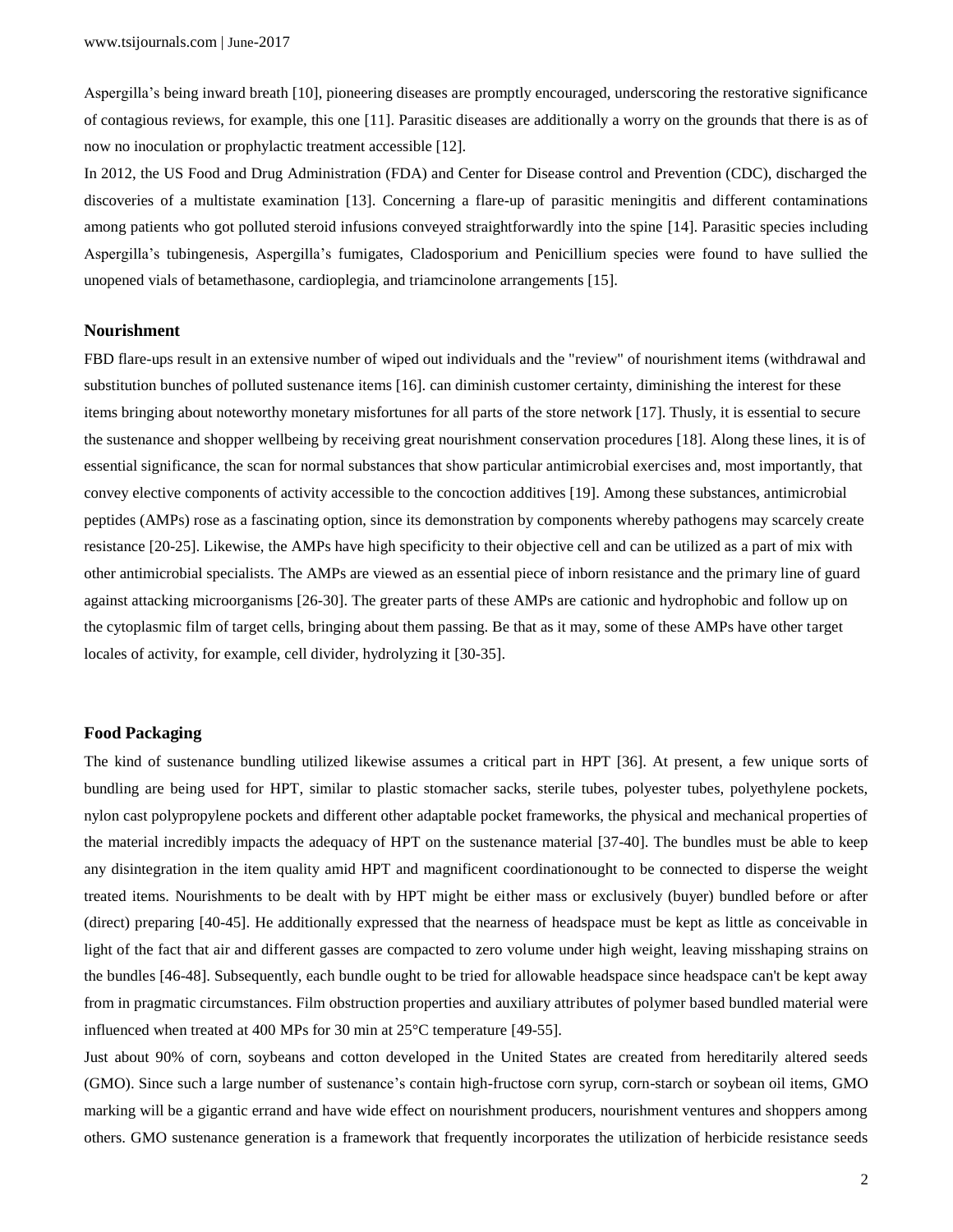Aspergilla's being inward breath [10], pioneering diseases are promptly encouraged, underscoring the restorative significance of contagious reviews, for example, this one [11]. Parasitic diseases are additionally a worry on the grounds that there is as of now no inoculation or prophylactic treatment accessible [12].

In 2012, the US Food and Drug Administration (FDA) and Center for Disease control and Prevention (CDC), discharged the discoveries of a multistate examination [13]. Concerning a flare-up of parasitic meningitis and different contaminations among patients who got polluted steroid infusions conveyed straightforwardly into the spine [14]. Parasitic species including Aspergilla's tubingenesis, Aspergilla's fumigates, Cladosporium and Penicillium species were found to have sullied the unopened vials of betamethasone, cardioplegia, and triamcinolone arrangements [15].

## Nourishment

FBD flare-ups result in an extensive number of wiped out individuals and the "review" of nourishment items (withdrawal and substitution bunches of polluted sustenance items [16]. can diminish customer certainty, diminishing the interest for these items bringing about noteworthy monetary misfortunes for all parts of the store network [17]. Thusly, it is essential to secure the sustenance and shopper wellbeing by receiving great nourishment conservation procedures [18]. Along these lines, it is of essential significance, the scan for normal substances that show particular antimicrobial exercises and, most importantly, that convey elective components of activity accessible to the concoction additives [19]. Among these substances, antimicrobial peptides (AMPs) rose as a fascinating option, since its demonstration by components whereby pathogens may scarcely create resistance [20-25]. Likewise, the AMPs have high specificity to their objective cell and can be utilized as a part of mix with other antimicrobial specialists. The AMPs are viewed as an essential piece of inborn resistance and the primary line of guard against attacking microorganisms [26-30]. The greater parts of these AMPs are cationic and hydrophobic and follow up on the cytoplasmic film of target cells, bringing about them passing. Be that as it may, some of these AMPs have other target locales of activity, for example, cell divider, hydrolyzing it [30-35].

## Food Packaging

The kind of sustenance bundling utilized likewise assumes a critical part in HPT [36]. At present, a few unique sorts of bundling are being used for HPT, similar to plastic stomacher sacks, sterile tubes, polyester tubes, polyethylene pockets, nylon cast polypropylene pockets and different other adaptable pocket frameworks, the physical and mechanical properties of the material incredibly impacts the adequacy of HPT on the sustenance material [37-40]. The bundles must be able to keep any disintegration in the item quality amid HPT and magnificent coordinationought to be connected to disperse the weight treated items. Nourishments to be dealt with by HPT might be either mass or exclusively (buyer) bundled before or after (direct) preparing [40-45]. He additionally expressed that the nearness of headspace must be kept as little as conceivable in light of the fact that air and different gasses are compacted to zero volume under high weight, leaving misshaping strains on the bundles [46-48]. Subsequently, each bundle ought to be tried for allowable headspace since headspace can't be kept away from in pragmatic circumstances. Film obstruction properties and auxiliary attributes of polymer based bundled material were influenced when treated at 400 MPs for 30 min at 25°C temperature [49-55].

Just about 90% of corn, soybeans and cotton developed in the United States are created from hereditarily altered seeds (GMO). Since such a large number of sustenance's contain high-fructose corn syrup, corn-starch or soybean oil items, GMO marking will be a gigantic errand and have wide effect on nourishment producers, nourishment ventures and shoppers among others. GMO sustenance generation is a framework that frequently incorporates the utilization of herbicide resistance seeds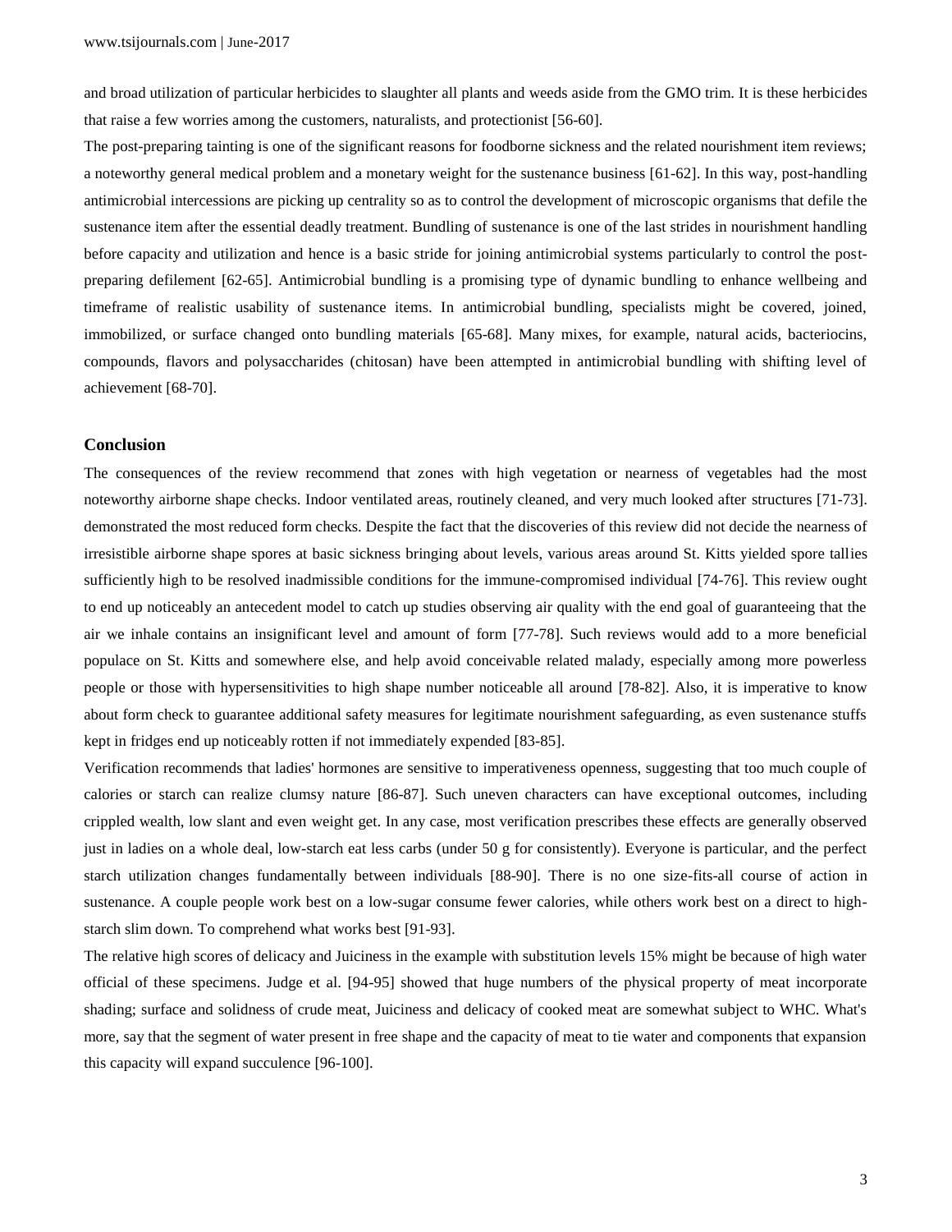and broad utilization of particular herbicides to slaughter all plants and weeds aside from the GMO trim. It is these herbicides that raise a few worries among the customers, naturalists, and protectionist [56-60].

The post-preparing tainting is one of the significant reasons for foodborne sickness and the related nourishment item reviews; a noteworthy general medical problem and a monetary weight for the sustenance business [61-62]. In this way, post-handling antimicrobial intercessions are picking up centrality so as to control the development of microscopic organisms that defile the sustenance item after the essential deadly treatment. Bundling of sustenance is one of the last strides in nourishment handling before capacity and utilization and hence is a basic stride for joining antimicrobial systems particularly to control the post-preparing defilement [62-65]. Antimicrobial bundling is a promising type of dynamic bundling to enhance wellbeing and timeframe of realistic usability of sustenance items. In antimicrobial bundling, specialists might be covered, joined, immobilized, or surface changed onto bundling materials [65-68]. Many mixes, for example, natural acids, bacteriocins, compounds, flavors and polysaccharides (chitosan) have been attempted in antimicrobial bundling with shifting level of achievement [68-70].

## Conclusion

The consequences of the review recommend that zones with high vegetation or nearness of vegetables had the most noteworthy airborne shape checks. Indoor ventilated areas, routinely cleaned, and very much looked after structures [71-73]. demonstrated the most reduced form checks. Despite the fact that the discoveries of this review did not decide the nearness of irresistible airborne shape spores at basic sickness bringing about levels, various areas around St. Kitts yielded spore tallies sufficiently high to be resolved inadmissible conditions for the immune-compromised individual [74-76]. This review ought to end up noticeably an antecedent model to catch up studies observing air quality with the end goal of guaranteeing that the air we inhale contains an insignificant level and amount of form [77-78]. Such reviews would add to a more beneficial populace on St. Kitts and somewhere else, and help avoid conceivable related malady, especially among more powerless people or those with hypersensitivities to high shape number noticeable all around [78-82]. Also, it is imperative to know about form check to guarantee additional safety measures for legitimate nourishment safeguarding, as even sustenance stuffs kept in fridges end up noticeably rotten if not immediately expended [83-85].

Verification recommends that ladies' hormones are sensitive to imperativeness openness, suggesting that too much couple of calories or starch can realize clumsy nature [86-87]. Such uneven characters can have exceptional outcomes, including crippled wealth, low slant and even weight get. In any case, most verification prescribes these effects are generally observed just in ladies on a whole deal, low-starch eat less carbs (under 50 g for consistently). Everyone is particular, and the perfect starch utilization changes fundamentally between individuals [88-90]. There is no one size-fits-all course of action in sustenance. A couple people work best on a low-sugar consume fewer calories, while others work best on a direct to high-starch slim down. To comprehend what works best [91-93].

The relative high scores of delicacy and Juiciness in the example with substitution levels 15% might be because of high water official of these specimens. Judge et al. [94-95] showed that huge numbers of the physical property of meat incorporate shading; surface and solidness of crude meat, Juiciness and delicacy of cooked meat are somewhat subject to WHC. What's more, say that the segment of water present in free shape and the capacity of meat to tie water and components that expansion this capacity will expand succulence [96-100].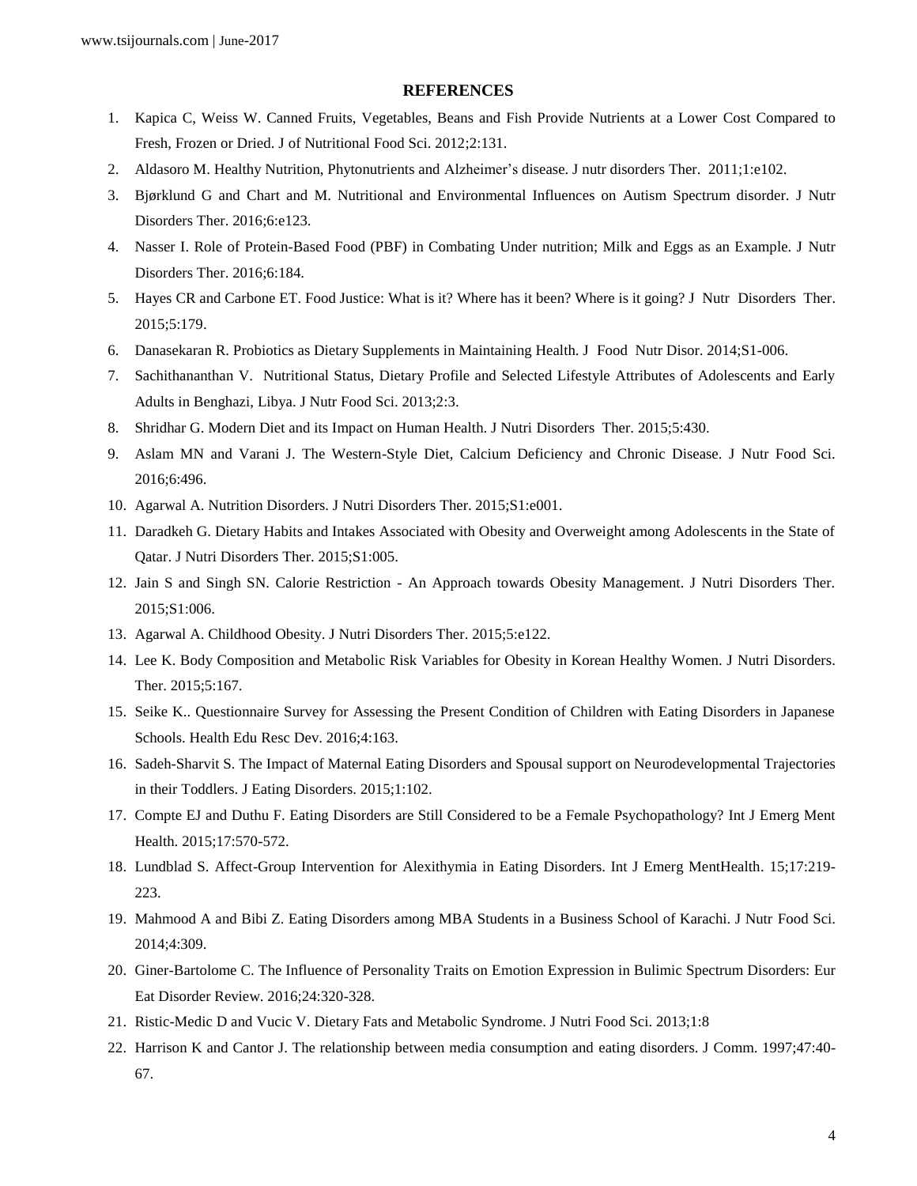## REFERENCES

1. Kapica C, Weiss W. Canned Fruits, Vegetables, Beans and Fish Provide Nutrients at a Lower Cost Compared to Fresh, Frozen or Dried. J of Nutritional Food Sci. 2012;2:131.
2. Aldasoro M. Healthy Nutrition, Phytonutrients and Alzheimer's disease. J nutr disorders Ther. 2011;1:e102.
3. Bjørklund G and Chart and M. Nutritional and Environmental Influences on Autism Spectrum disorder. J Nutr Disorders Ther. 2016;6:e123.
4. Nasser I. Role of Protein-Based Food (PBF) in Combating Under nutrition; Milk and Eggs as an Example. J Nutr Disorders Ther. 2016;6:184.
5. Hayes CR and Carbone ET. Food Justice: What is it? Where has it been? Where is it going? J Nutr Disorders Ther. 2015;5:179.
6. Danasekaran R. Probiotics as Dietary Supplements in Maintaining Health. J Food Nutr Disor. 2014;S1-006.
7. Sachithananthan V. Nutritional Status, Dietary Profile and Selected Lifestyle Attributes of Adolescents and Early Adults in Benghazi, Libya. J Nutr Food Sci. 2013;2:3.
8. Shridhar G. Modern Diet and its Impact on Human Health. J Nutri Disorders Ther. 2015;5:430.
9. Aslam MN and Varani J. The Western-Style Diet, Calcium Deficiency and Chronic Disease. J Nutr Food Sci. 2016;6:496.
10. Agarwal A. Nutrition Disorders. J Nutri Disorders Ther. 2015;S1:e001.
11. Daradkeh G. Dietary Habits and Intakes Associated with Obesity and Overweight among Adolescents in the State of Qatar. J Nutri Disorders Ther. 2015;S1:005.
12. Jain S and Singh SN. Calorie Restriction - An Approach towards Obesity Management. J Nutri Disorders Ther. 2015;S1:006.
13. Agarwal A. Childhood Obesity. J Nutri Disorders Ther. 2015;5:e122.
14. Lee K. Body Composition and Metabolic Risk Variables for Obesity in Korean Healthy Women. J Nutri Disorders. Ther. 2015;5:167.
15. Seike K.. Questionnaire Survey for Assessing the Present Condition of Children with Eating Disorders in Japanese Schools. Health Edu Resc Dev. 2016;4:163.
16. Sadeh-Sharvit S. The Impact of Maternal Eating Disorders and Spousal support on Neurodevelopmental Trajectories in their Toddlers. J Eating Disorders. 2015;1:102.
17. Compte EJ and Duthu F. Eating Disorders are Still Considered to be a Female Psychopathology? Int J Emerg Ment Health. 2015;17:570-572.
18. Lundblad S. Affect-Group Intervention for Alexithymia in Eating Disorders. Int J Emerg MentHealth. 15;17:219-223.
19. Mahmood A and Bibi Z. Eating Disorders among MBA Students in a Business School of Karachi. J Nutr Food Sci. 2014;4:309.
20. Giner-Bartolome C. The Influence of Personality Traits on Emotion Expression in Bulimic Spectrum Disorders: Eur Eat Disorder Review. 2016;24:320-328.
21. Ristic-Medic D and Vucic V. Dietary Fats and Metabolic Syndrome. J Nutri Food Sci. 2013;1:8
22. Harrison K and Cantor J. The relationship between media consumption and eating disorders. J Comm. 1997;47:40-67.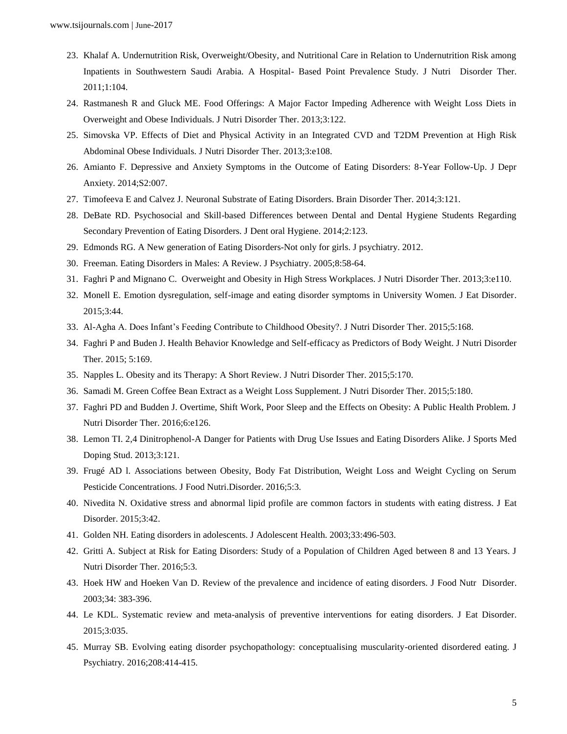23. Khalaf A. Undernutrition Risk, Overweight/Obesity, and Nutritional Care in Relation to Undernutrition Risk among Inpatients in Southwestern Saudi Arabia. A Hospital- Based Point Prevalence Study. J Nutri Disorder Ther. 2011;1:104.
24. Rastmanesh R and Gluck ME. Food Offerings: A Major Factor Impeding Adherence with Weight Loss Diets in Overweight and Obese Individuals. J Nutri Disorder Ther. 2013;3:122.
25. Simovska VP. Effects of Diet and Physical Activity in an Integrated CVD and T2DM Prevention at High Risk Abdominal Obese Individuals. J Nutri Disorder Ther. 2013;3:e108.
26. Amianto F. Depressive and Anxiety Symptoms in the Outcome of Eating Disorders: 8-Year Follow-Up. J Depr Anxiety. 2014;S2:007.
27. Timofeeva E and Calvez J. Neuronal Substrate of Eating Disorders. Brain Disorder Ther. 2014;3:121.
28. DeBate RD. Psychosocial and Skill-based Differences between Dental and Dental Hygiene Students Regarding Secondary Prevention of Eating Disorders. J Dent oral Hygiene. 2014;2:123.
29. Edmonds RG. A New generation of Eating Disorders-Not only for girls. J psychiatry. 2012.
30. Freeman. Eating Disorders in Males: A Review. J Psychiatry. 2005;8:58-64.
31. Faghri P and Mignano C. Overweight and Obesity in High Stress Workplaces. J Nutri Disorder Ther. 2013;3:e110.
32. Monell E. Emotion dysregulation, self-image and eating disorder symptoms in University Women. J Eat Disorder. 2015;3:44.
33. Al-Agha A. Does Infant's Feeding Contribute to Childhood Obesity?. J Nutri Disorder Ther. 2015;5:168.
34. Faghri P and Buden J. Health Behavior Knowledge and Self-efficacy as Predictors of Body Weight. J Nutri Disorder Ther. 2015; 5:169.
35. Napples L. Obesity and its Therapy: A Short Review. J Nutri Disorder Ther. 2015;5:170.
36. Samadi M. Green Coffee Bean Extract as a Weight Loss Supplement. J Nutri Disorder Ther. 2015;5:180.
37. Faghri PD and Budden J. Overtime, Shift Work, Poor Sleep and the Effects on Obesity: A Public Health Problem. J Nutri Disorder Ther. 2016;6:e126.
38. Lemon TI. 2,4 Dinitrophenol-A Danger for Patients with Drug Use Issues and Eating Disorders Alike. J Sports Med Doping Stud. 2013;3:121.
39. Frugé AD l. Associations between Obesity, Body Fat Distribution, Weight Loss and Weight Cycling on Serum Pesticide Concentrations. J Food Nutri.Disorder. 2016;5:3.
40. Nivedita N. Oxidative stress and abnormal lipid profile are common factors in students with eating distress. J Eat Disorder. 2015;3:42.
41. Golden NH. Eating disorders in adolescents. J Adolescent Health. 2003;33:496-503.
42. Gritti A. Subject at Risk for Eating Disorders: Study of a Population of Children Aged between 8 and 13 Years. J Nutri Disorder Ther. 2016;5:3.
43. Hoek HW and Hoeken Van D. Review of the prevalence and incidence of eating disorders. J Food Nutr Disorder. 2003;34: 383-396.
44. Le KDL. Systematic review and meta-analysis of preventive interventions for eating disorders. J Eat Disorder. 2015;3:035.
45. Murray SB. Evolving eating disorder psychopathology: conceptualising muscularity-oriented disordered eating. J Psychiatry. 2016;208:414-415.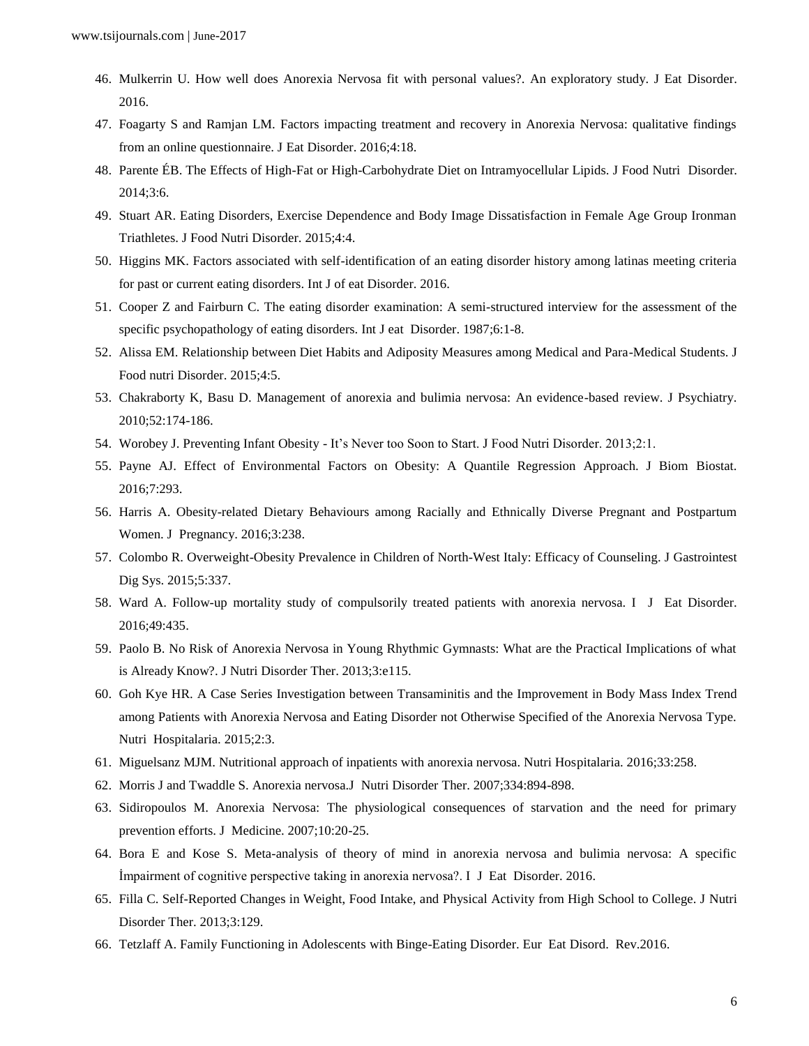46. Mulkerrin U. How well does Anorexia Nervosa fit with personal values?. An exploratory study. J Eat Disorder. 2016.
47. Foagarty S and Ramjan LM. Factors impacting treatment and recovery in Anorexia Nervosa: qualitative findings from an online questionnaire. J Eat Disorder. 2016;4:18.
48. Parente ÉB. The Effects of High-Fat or High-Carbohydrate Diet on Intramyocellular Lipids. J Food Nutri Disorder. 2014;3:6.
49. Stuart AR. Eating Disorders, Exercise Dependence and Body Image Dissatisfaction in Female Age Group Ironman Triathletes. J Food Nutri Disorder. 2015;4:4.
50. Higgins MK. Factors associated with self-identification of an eating disorder history among latinas meeting criteria for past or current eating disorders. Int J of eat Disorder. 2016.
51. Cooper Z and Fairburn C. The eating disorder examination: A semi-structured interview for the assessment of the specific psychopathology of eating disorders. Int J eat Disorder. 1987;6:1-8.
52. Alissa EM. Relationship between Diet Habits and Adiposity Measures among Medical and Para-Medical Students. J Food nutri Disorder. 2015;4:5.
53. Chakraborty K, Basu D. Management of anorexia and bulimia nervosa: An evidence-based review. J Psychiatry. 2010;52:174-186.
54. Worobey J. Preventing Infant Obesity - It's Never too Soon to Start. J Food Nutri Disorder. 2013;2:1.
55. Payne AJ. Effect of Environmental Factors on Obesity: A Quantile Regression Approach. J Biom Biostat. 2016;7:293.
56. Harris A. Obesity-related Dietary Behaviours among Racially and Ethnically Diverse Pregnant and Postpartum Women. J Pregnancy. 2016;3:238.
57. Colombo R. Overweight-Obesity Prevalence in Children of North-West Italy: Efficacy of Counseling. J Gastrointest Dig Sys. 2015;5:337.
58. Ward A. Follow-up mortality study of compulsorily treated patients with anorexia nervosa. I J Eat Disorder. 2016;49:435.
59. Paolo B. No Risk of Anorexia Nervosa in Young Rhythmic Gymnasts: What are the Practical Implications of what is Already Know?. J Nutri Disorder Ther. 2013;3:e115.
60. Goh Kye HR. A Case Series Investigation between Transaminitis and the Improvement in Body Mass Index Trend among Patients with Anorexia Nervosa and Eating Disorder not Otherwise Specified of the Anorexia Nervosa Type. Nutri Hospitalaria. 2015;2:3.
61. Miguelsanz MJM. Nutritional approach of inpatients with anorexia nervosa. Nutri Hospitalaria. 2016;33:258.
62. Morris J and Twaddle S. Anorexia nervosa.J Nutri Disorder Ther. 2007;334:894-898.
63. Sidiropoulos M. Anorexia Nervosa: The physiological consequences of starvation and the need for primary prevention efforts. J Medicine. 2007;10:20-25.
64. Bora E and Kose S. Meta-analysis of theory of mind in anorexia nervosa and bulimia nervosa: A specific İmpairment of cognitive perspective taking in anorexia nervosa?. I J Eat Disorder. 2016.
65. Filla C. Self-Reported Changes in Weight, Food Intake, and Physical Activity from High School to College. J Nutri Disorder Ther. 2013;3:129.
66. Tetzlaff A. Family Functioning in Adolescents with Binge-Eating Disorder. Eur Eat Disord. Rev.2016.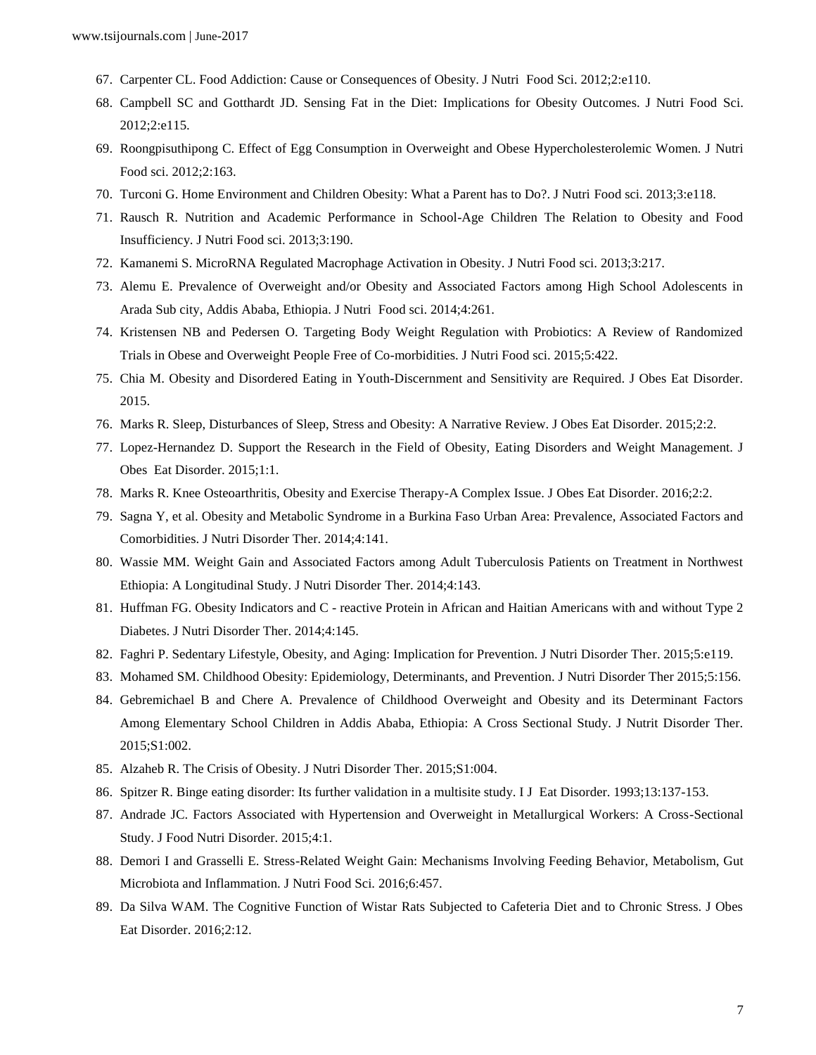67. Carpenter CL. Food Addiction: Cause or Consequences of Obesity. J Nutri Food Sci. 2012;2:e110.
68. Campbell SC and Gotthardt JD. Sensing Fat in the Diet: Implications for Obesity Outcomes. J Nutri Food Sci. 2012;2:e115.
69. Roongpisuthipong C. Effect of Egg Consumption in Overweight and Obese Hypercholesterolemic Women. J Nutri Food sci. 2012;2:163.
70. Turconi G. Home Environment and Children Obesity: What a Parent has to Do?. J Nutri Food sci. 2013;3:e118.
71. Rausch R. Nutrition and Academic Performance in School-Age Children The Relation to Obesity and Food Insufficiency. J Nutri Food sci. 2013;3:190.
72. Kamanemi S. MicroRNA Regulated Macrophage Activation in Obesity. J Nutri Food sci. 2013;3:217.
73. Alemu E. Prevalence of Overweight and/or Obesity and Associated Factors among High School Adolescents in Arada Sub city, Addis Ababa, Ethiopia. J Nutri Food sci. 2014;4:261.
74. Kristensen NB and Pedersen O. Targeting Body Weight Regulation with Probiotics: A Review of Randomized Trials in Obese and Overweight People Free of Co-morbidities. J Nutri Food sci. 2015;5:422.
75. Chia M. Obesity and Disordered Eating in Youth-Discernment and Sensitivity are Required. J Obes Eat Disorder. 2015.
76. Marks R. Sleep, Disturbances of Sleep, Stress and Obesity: A Narrative Review. J Obes Eat Disorder. 2015;2:2.
77. Lopez-Hernandez D. Support the Research in the Field of Obesity, Eating Disorders and Weight Management. J Obes Eat Disorder. 2015;1:1.
78. Marks R. Knee Osteoarthritis, Obesity and Exercise Therapy-A Complex Issue. J Obes Eat Disorder. 2016;2:2.
79. Sagna Y, et al. Obesity and Metabolic Syndrome in a Burkina Faso Urban Area: Prevalence, Associated Factors and Comorbidities. J Nutri Disorder Ther. 2014;4:141.
80. Wassie MM. Weight Gain and Associated Factors among Adult Tuberculosis Patients on Treatment in Northwest Ethiopia: A Longitudinal Study. J Nutri Disorder Ther. 2014;4:143.
81. Huffman FG. Obesity Indicators and C - reactive Protein in African and Haitian Americans with and without Type 2 Diabetes. J Nutri Disorder Ther. 2014;4:145.
82. Faghri P. Sedentary Lifestyle, Obesity, and Aging: Implication for Prevention. J Nutri Disorder Ther. 2015;5:e119.
83. Mohamed SM. Childhood Obesity: Epidemiology, Determinants, and Prevention. J Nutri Disorder Ther 2015;5:156.
84. Gebremichael B and Chere A. Prevalence of Childhood Overweight and Obesity and its Determinant Factors Among Elementary School Children in Addis Ababa, Ethiopia: A Cross Sectional Study. J Nutrit Disorder Ther. 2015;S1:002.
85. Alzaheb R. The Crisis of Obesity. J Nutri Disorder Ther. 2015;S1:004.
86. Spitzer R. Binge eating disorder: Its further validation in a multisite study. I J Eat Disorder. 1993;13:137-153.
87. Andrade JC. Factors Associated with Hypertension and Overweight in Metallurgical Workers: A Cross-Sectional Study. J Food Nutri Disorder. 2015;4:1.
88. Demori I and Grasselli E. Stress-Related Weight Gain: Mechanisms Involving Feeding Behavior, Metabolism, Gut Microbiota and Inflammation. J Nutri Food Sci. 2016;6:457.
89. Da Silva WAM. The Cognitive Function of Wistar Rats Subjected to Cafeteria Diet and to Chronic Stress. J Obes Eat Disorder. 2016;2:12.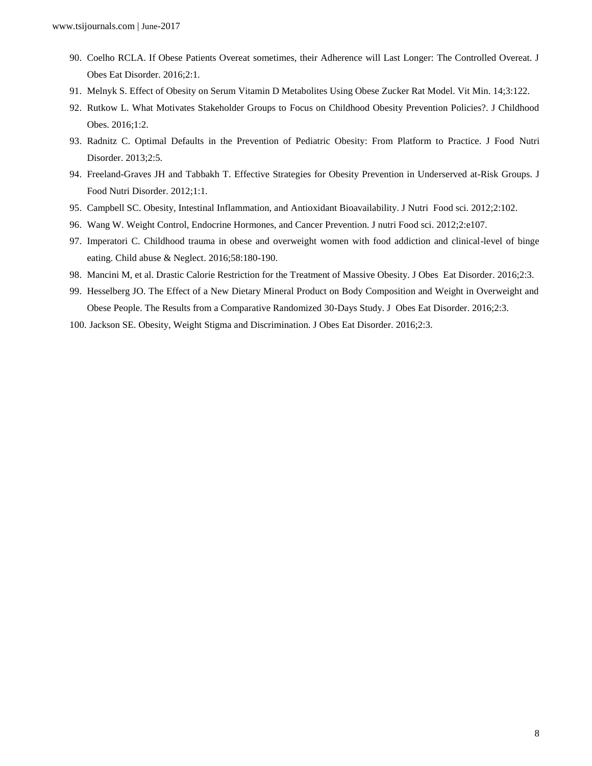90. Coelho RCLA. If Obese Patients Overeat sometimes, their Adherence will Last Longer: The Controlled Overeat. J Obes Eat Disorder. 2016;2:1.
91. Melnyk S. Effect of Obesity on Serum Vitamin D Metabolites Using Obese Zucker Rat Model. Vit Min. 14;3:122.
92. Rutkow L. What Motivates Stakeholder Groups to Focus on Childhood Obesity Prevention Policies?. J Childhood Obes. 2016;1:2.
93. Radnitz C. Optimal Defaults in the Prevention of Pediatric Obesity: From Platform to Practice. J Food Nutri Disorder. 2013;2:5.
94. Freeland-Graves JH and Tabbakh T. Effective Strategies for Obesity Prevention in Underserved at-Risk Groups. J Food Nutri Disorder. 2012;1:1.
95. Campbell SC. Obesity, Intestinal Inflammation, and Antioxidant Bioavailability. J Nutri Food sci. 2012;2:102.
96. Wang W. Weight Control, Endocrine Hormones, and Cancer Prevention. J nutri Food sci. 2012;2:e107.
97. Imperatori C. Childhood trauma in obese and overweight women with food addiction and clinical-level of binge eating. Child abuse & Neglect. 2016;58:180-190.
98. Mancini M, et al. Drastic Calorie Restriction for the Treatment of Massive Obesity. J Obes Eat Disorder. 2016;2:3.
99. Hesselberg JO. The Effect of a New Dietary Mineral Product on Body Composition and Weight in Overweight and Obese People. The Results from a Comparative Randomized 30-Days Study. J Obes Eat Disorder. 2016;2:3.
100. Jackson SE. Obesity, Weight Stigma and Discrimination. J Obes Eat Disorder. 2016;2:3.